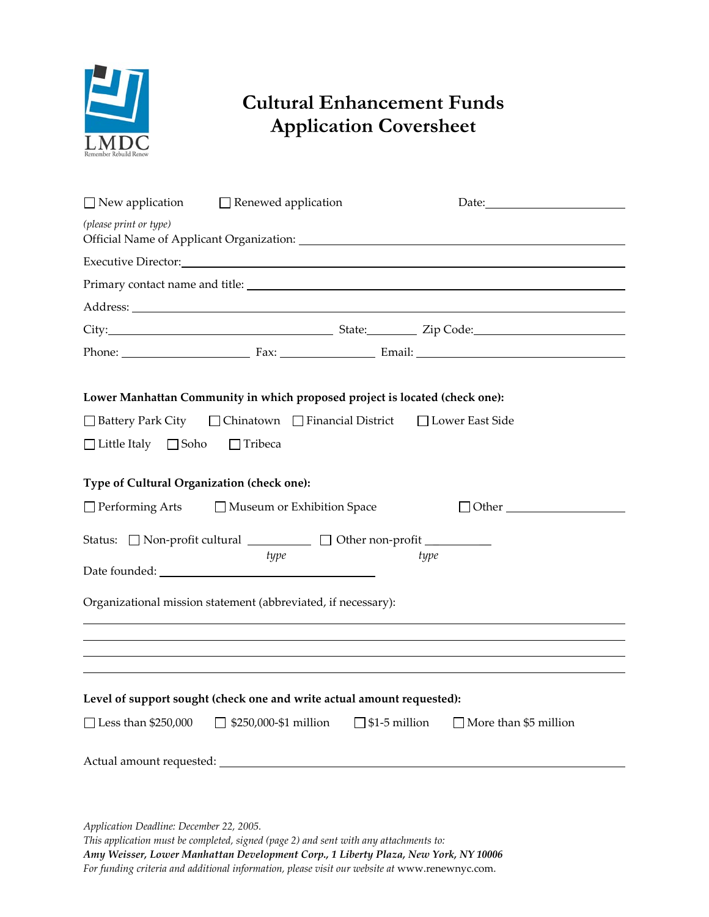LMDC
Remember Rebuild Renew

# Cultural Enhancement Funds Application Coversheet

☐ New application ☐ Renewed application Date:\_\_\_\_\_\_\_\_\_\_\_\_\_\_\_\_\_\_\_\_

*(please print or type)*
Official Name of Applicant Organization: \_\_\_\_\_\_\_\_\_\_\_\_\_\_\_\_\_\_\_\_\_\_\_\_\_\_\_\_\_\_\_\_\_\_\_\_\_\_\_\_

Executive Director:\_\_\_\_\_\_\_\_\_\_\_\_\_\_\_\_\_\_\_\_\_\_\_\_\_\_\_\_\_\_\_\_\_\_\_\_\_\_\_\_\_\_\_\_\_\_\_\_\_\_\_\_\_\_\_\_

Primary contact name and title: \_\_\_\_\_\_\_\_\_\_\_\_\_\_\_\_\_\_\_\_\_\_\_\_\_\_\_\_\_\_\_\_\_\_\_\_\_\_\_\_\_\_\_\_\_\_

Address: \_\_\_\_\_\_\_\_\_\_\_\_\_\_\_\_\_\_\_\_\_\_\_\_\_\_\_\_\_\_\_\_\_\_\_\_\_\_\_\_\_\_\_\_\_\_\_\_\_\_\_\_\_\_\_\_\_\_\_\_\_\_\_\_\_\_

City:\_\_\_\_\_\_\_\_\_\_\_\_\_\_\_\_\_\_\_\_\_\_\_\_\_\_\_\_\_\_ State:\_\_\_\_\_\_\_\_ Zip Code:\_\_\_\_\_\_\_\_\_\_\_\_\_\_\_\_\_\_\_\_

Phone: \_\_\_\_\_\_\_\_\_\_\_\_\_\_\_\_\_\_ Fax: \_\_\_\_\_\_\_\_\_\_\_\_\_\_ Email: \_\_\_\_\_\_\_\_\_\_\_\_\_\_\_\_\_\_\_\_\_\_\_\_\_\_\_\_

**Lower Manhattan Community in which proposed project is located (check one):**

☐ Battery Park City ☐ Chinatown ☐ Financial District ☐ Lower East Side

☐ Little Italy ☐ Soho ☐ Tribeca

**Type of Cultural Organization (check one):**

☐ Performing Arts ☐ Museum or Exhibition Space ☐ Other \_\_\_\_\_\_\_\_\_\_\_\_\_\_\_\_\_\_

Status: ☐ Non-profit cultural \_\_\_\_\_\_\_\_\_\_ ☐ Other non-profit \_\_\_\_\_\_\_\_\_\_
*type* *type*

Date founded: \_\_\_\_\_\_\_\_\_\_\_\_\_\_\_\_\_\_\_\_\_\_\_\_\_\_\_\_\_\_\_\_\_\_\_

Organizational mission statement (abbreviated, if necessary):

\_\_\_\_\_\_\_\_\_\_\_\_\_\_\_\_\_\_\_\_\_\_\_\_\_\_\_\_\_\_\_\_\_\_\_\_\_\_\_\_\_\_\_\_\_\_\_\_\_\_\_\_\_\_\_\_\_\_\_\_\_\_\_\_\_\_\_\_\_\_\_\_\_\_\_\_\_\_

\_\_\_\_\_\_\_\_\_\_\_\_\_\_\_\_\_\_\_\_\_\_\_\_\_\_\_\_\_\_\_\_\_\_\_\_\_\_\_\_\_\_\_\_\_\_\_\_\_\_\_\_\_\_\_\_\_\_\_\_\_\_\_\_\_\_\_\_\_\_\_\_\_\_\_\_\_\_

\_\_\_\_\_\_\_\_\_\_\_\_\_\_\_\_\_\_\_\_\_\_\_\_\_\_\_\_\_\_\_\_\_\_\_\_\_\_\_\_\_\_\_\_\_\_\_\_\_\_\_\_\_\_\_\_\_\_\_\_\_\_\_\_\_\_\_\_\_\_\_\_\_\_\_\_\_\_

\_\_\_\_\_\_\_\_\_\_\_\_\_\_\_\_\_\_\_\_\_\_\_\_\_\_\_\_\_\_\_\_\_\_\_\_\_\_\_\_\_\_\_\_\_\_\_\_\_\_\_\_\_\_\_\_\_\_\_\_\_\_\_\_\_\_\_\_\_\_\_\_\_\_\_\_\_\_

**Level of support sought (check one and write actual amount requested):**

☐ Less than $250,000 ☐ $250,000-$1 million ☐ $1-5 million ☐ More than $5 million

Actual amount requested: \_\_\_\_\_\_\_\_\_\_\_\_\_\_\_\_\_\_\_\_\_\_\_\_\_\_\_\_\_\_\_\_\_\_\_\_\_\_\_\_\_\_\_\_\_\_\_\_\_\_\_\_

*Application Deadline: December 22, 2005.*
*This application must be completed, signed (page 2) and sent with any attachments to:*
***Amy Weisser, Lower Manhattan Development Corp., 1 Liberty Plaza, New York, NY 10006***
*For funding criteria and additional information, please visit our website at* www.renewnyc.com.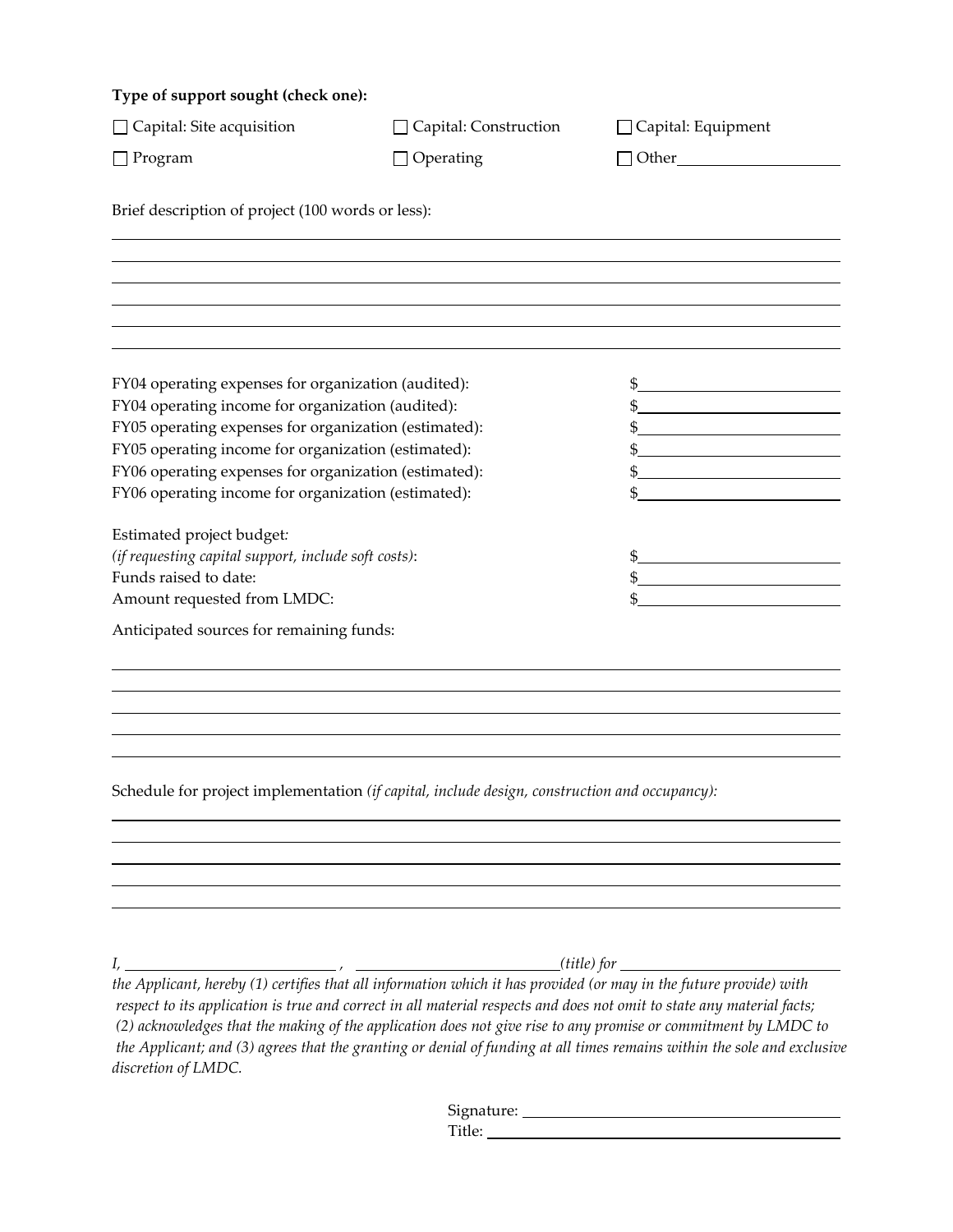**Type of support sought (check one):**

☐ Capital: Site acquisition ☐ Capital: Construction ☐ Capital: Equipment

☐ Program ☐ Operating ☐ Other____________________

Brief description of project (100 words or less):

_______________________________________________________________________________

_______________________________________________________________________________

_______________________________________________________________________________

_______________________________________________________________________________

_______________________________________________________________________________

FY04 operating expenses for organization (audited): $____________________

FY04 operating income for organization (audited): $____________________

FY05 operating expenses for organization (estimated): $____________________

FY05 operating income for organization (estimated): $____________________

FY06 operating expenses for organization (estimated): $____________________

FY06 operating income for organization (estimated): $____________________

Estimated project budget:
*(if requesting capital support, include soft costs)*: $____________________

Funds raised to date: $____________________

Amount requested from LMDC: $____________________

Anticipated sources for remaining funds:

_______________________________________________________________________________

_______________________________________________________________________________

_______________________________________________________________________________

_______________________________________________________________________________

_______________________________________________________________________________

Schedule for project implementation *(if capital, include design, construction and occupancy):*

_______________________________________________________________________________

_______________________________________________________________________________

_______________________________________________________________________________

_______________________________________________________________________________

_______________________________________________________________________________

*I, ____________________________ , ____________________________(title) for ____________________________ the Applicant, hereby (1) certifies that all information which it has provided (or may in the future provide) with respect to its application is true and correct in all material respects and does not omit to state any material facts; (2) acknowledges that the making of the application does not give rise to any promise or commitment by LMDC to the Applicant; and (3) agrees that the granting or denial of funding at all times remains within the sole and exclusive discretion of LMDC.*

Signature: ________________________________________

Title: ________________________________________